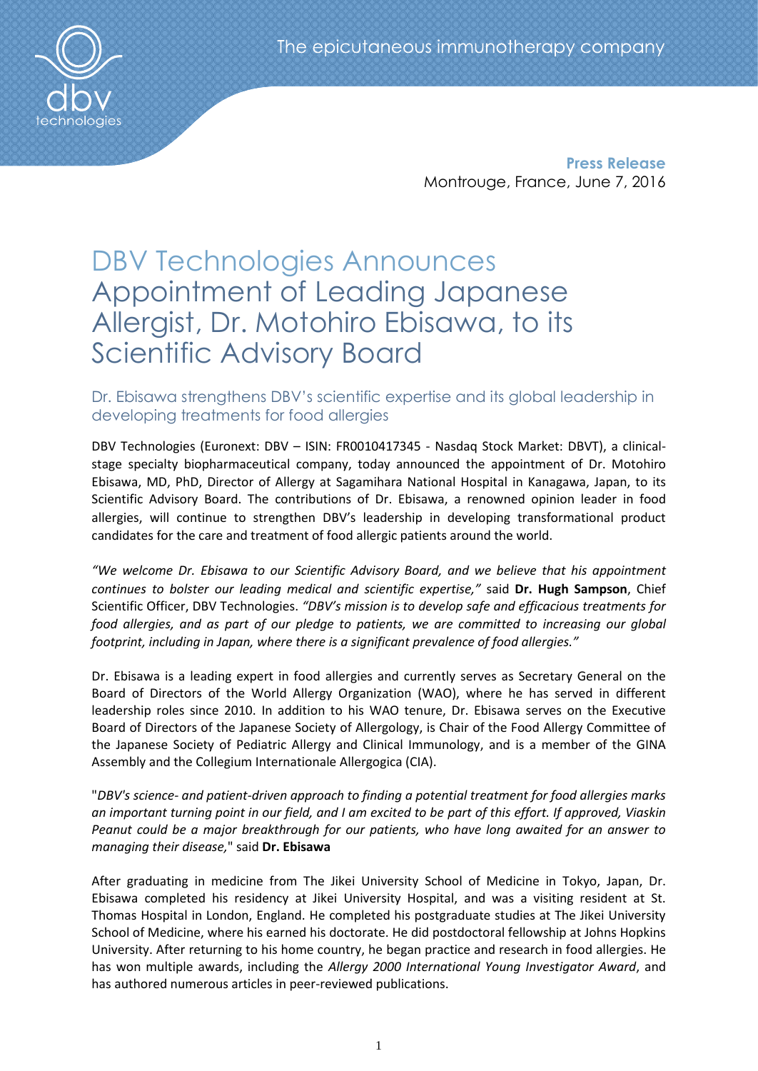The epicutaneous immunotherapy company

**Press Release**
Montrouge, France, June 7, 2016

# DBV Technologies Announces Appointment of Leading Japanese Allergist, Dr. Motohiro Ebisawa, to its Scientific Advisory Board

## Dr. Ebisawa strengthens DBV's scientific expertise and its global leadership in developing treatments for food allergies

DBV Technologies (Euronext: DBV – ISIN: FR0010417345 - Nasdaq Stock Market: DBVT), a clinical-stage specialty biopharmaceutical company, today announced the appointment of Dr. Motohiro Ebisawa, MD, PhD, Director of Allergy at Sagamihara National Hospital in Kanagawa, Japan, to its Scientific Advisory Board. The contributions of Dr. Ebisawa, a renowned opinion leader in food allergies, will continue to strengthen DBV's leadership in developing transformational product candidates for the care and treatment of food allergic patients around the world.

*"We welcome Dr. Ebisawa to our Scientific Advisory Board, and we believe that his appointment continues to bolster our leading medical and scientific expertise,"* said **Dr. Hugh Sampson**, Chief Scientific Officer, DBV Technologies. *"DBV's mission is to develop safe and efficacious treatments for food allergies, and as part of our pledge to patients, we are committed to increasing our global footprint, including in Japan, where there is a significant prevalence of food allergies."*

Dr. Ebisawa is a leading expert in food allergies and currently serves as Secretary General on the Board of Directors of the World Allergy Organization (WAO), where he has served in different leadership roles since 2010. In addition to his WAO tenure, Dr. Ebisawa serves on the Executive Board of Directors of the Japanese Society of Allergology, is Chair of the Food Allergy Committee of the Japanese Society of Pediatric Allergy and Clinical Immunology, and is a member of the GINA Assembly and the Collegium Internationale Allergogica (CIA).

"*DBV's science- and patient-driven approach to finding a potential treatment for food allergies marks an important turning point in our field, and I am excited to be part of this effort. If approved, Viaskin Peanut could be a major breakthrough for our patients, who have long awaited for an answer to managing their disease,*" said **Dr. Ebisawa**

After graduating in medicine from The Jikei University School of Medicine in Tokyo, Japan, Dr. Ebisawa completed his residency at Jikei University Hospital, and was a visiting resident at St. Thomas Hospital in London, England. He completed his postgraduate studies at The Jikei University School of Medicine, where his earned his doctorate. He did postdoctoral fellowship at Johns Hopkins University. After returning to his home country, he began practice and research in food allergies. He has won multiple awards, including the *Allergy 2000 International Young Investigator Award*, and has authored numerous articles in peer-reviewed publications.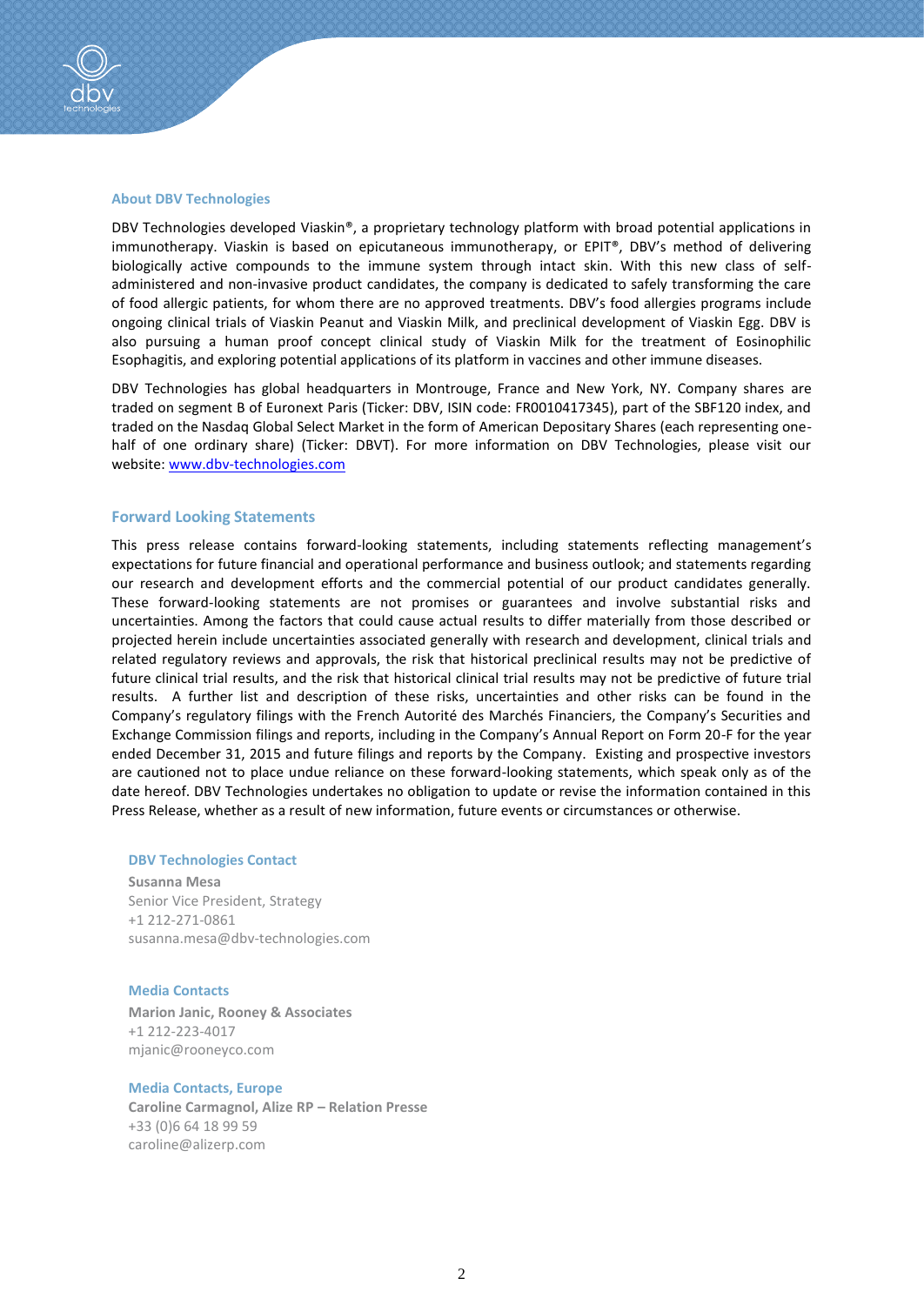## About DBV Technologies

DBV Technologies developed Viaskin®, a proprietary technology platform with broad potential applications in immunotherapy. Viaskin is based on epicutaneous immunotherapy, or EPIT®, DBV's method of delivering biologically active compounds to the immune system through intact skin. With this new class of self-administered and non-invasive product candidates, the company is dedicated to safely transforming the care of food allergic patients, for whom there are no approved treatments. DBV's food allergies programs include ongoing clinical trials of Viaskin Peanut and Viaskin Milk, and preclinical development of Viaskin Egg. DBV is also pursuing a human proof concept clinical study of Viaskin Milk for the treatment of Eosinophilic Esophagitis, and exploring potential applications of its platform in vaccines and other immune diseases.

DBV Technologies has global headquarters in Montrouge, France and New York, NY. Company shares are traded on segment B of Euronext Paris (Ticker: DBV, ISIN code: FR0010417345), part of the SBF120 index, and traded on the Nasdaq Global Select Market in the form of American Depositary Shares (each representing one-half of one ordinary share) (Ticker: DBVT). For more information on DBV Technologies, please visit our website: www.dbv-technologies.com

## Forward Looking Statements

This press release contains forward-looking statements, including statements reflecting management's expectations for future financial and operational performance and business outlook; and statements regarding our research and development efforts and the commercial potential of our product candidates generally. These forward-looking statements are not promises or guarantees and involve substantial risks and uncertainties. Among the factors that could cause actual results to differ materially from those described or projected herein include uncertainties associated generally with research and development, clinical trials and related regulatory reviews and approvals, the risk that historical preclinical results may not be predictive of future clinical trial results, and the risk that historical clinical trial results may not be predictive of future trial results. A further list and description of these risks, uncertainties and other risks can be found in the Company's regulatory filings with the French Autorité des Marchés Financiers, the Company's Securities and Exchange Commission filings and reports, including in the Company's Annual Report on Form 20-F for the year ended December 31, 2015 and future filings and reports by the Company. Existing and prospective investors are cautioned not to place undue reliance on these forward-looking statements, which speak only as of the date hereof. DBV Technologies undertakes no obligation to update or revise the information contained in this Press Release, whether as a result of new information, future events or circumstances or otherwise.

### DBV Technologies Contact

**Susanna Mesa**
Senior Vice President, Strategy
+1 212-271-0861
susanna.mesa@dbv-technologies.com

### Media Contacts

**Marion Janic, Rooney & Associates**
+1 212-223-4017
mjanic@rooneyco.com

### Media Contacts, Europe

**Caroline Carmagnol, Alize RP – Relation Presse**
+33 (0)6 64 18 99 59
caroline@alizerp.com